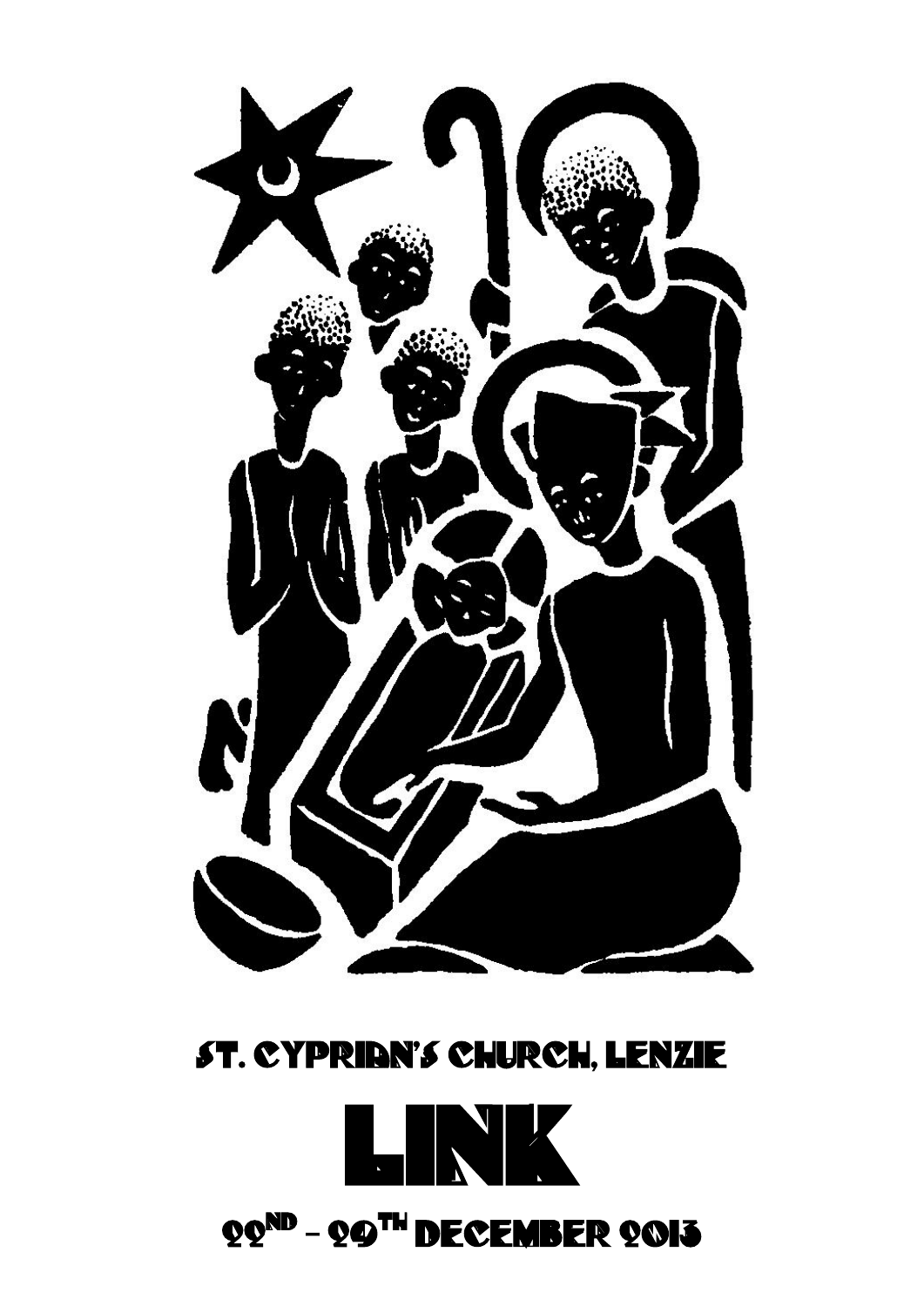ST. CYPRIAN'S CHURCH, LENZIE

# LINK

22ND – 29TH DECEMBER 2013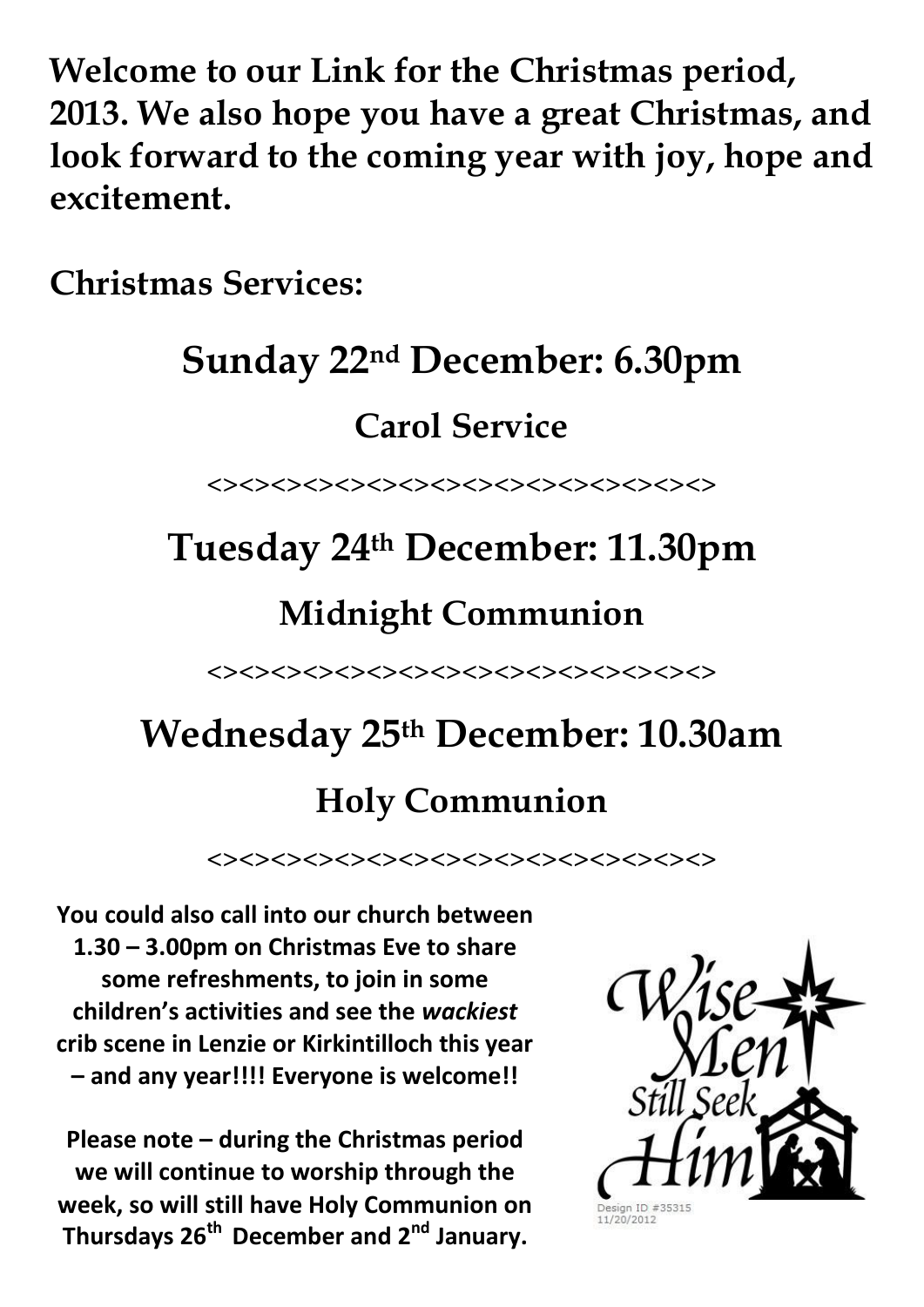**Welcome to our Link for the Christmas period, 2013. We also hope you have a great Christmas, and look forward to the coming year with joy, hope and excitement.**

**Christmas Services:**

## Sunday 22nd December: 6.30pm

### Carol Service

<><><><><><><><><><><><><><><><>

## Tuesday 24th December: 11.30pm

### Midnight Communion

<><><><><><><><><><><><><><><><>

## Wednesday 25th December: 10.30am

### Holy Communion

<><><><><><><><><><><><><><><><>

**You could also call into our church between 1.30 – 3.00pm on Christmas Eve to share some refreshments, to join in some children's activities and see the *wackiest* crib scene in Lenzie or Kirkintilloch this year – and any year!!!! Everyone is welcome!!**

**Please note – during the Christmas period we will continue to worship through the week, so will still have Holy Communion on Thursdays 26th December and 2nd January.**

Wise Men Still Seek Him

Design ID #35315
11/20/2012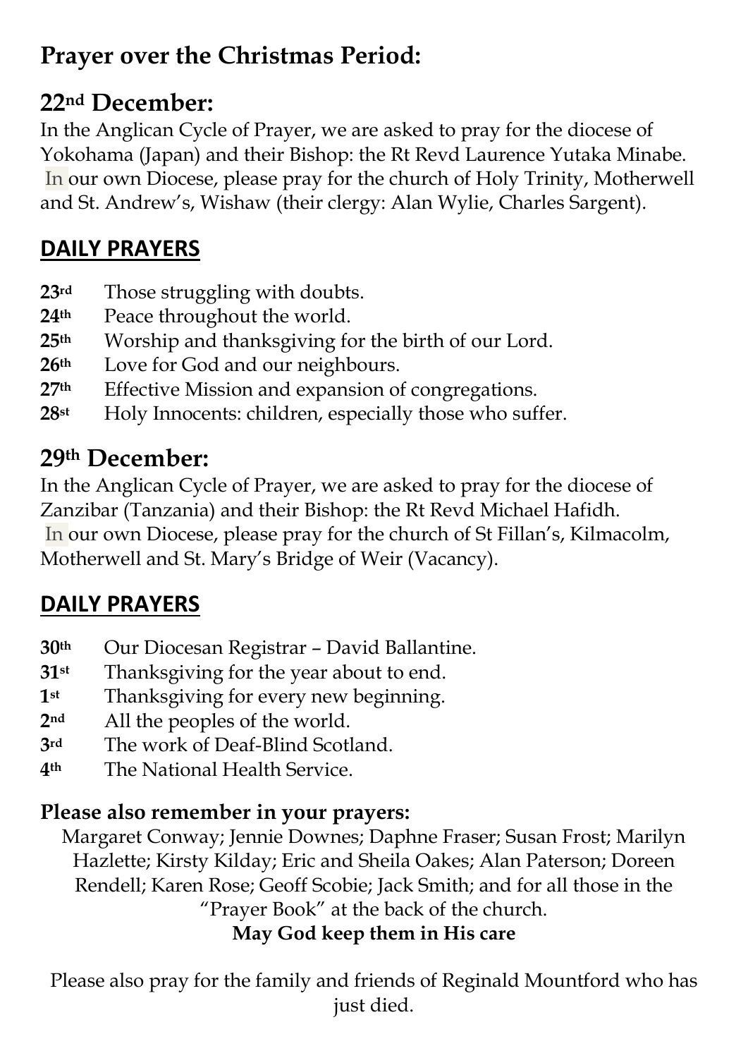# Prayer over the Christmas Period:

## 22nd December:

In the Anglican Cycle of Prayer, we are asked to pray for the diocese of Yokohama (Japan) and their Bishop: the Rt Revd Laurence Yutaka Minabe. In our own Diocese, please pray for the church of Holy Trinity, Motherwell and St. Andrew's, Wishaw (their clergy: Alan Wylie, Charles Sargent).

## DAILY PRAYERS

**23rd** Those struggling with doubts.
**24th** Peace throughout the world.
**25th** Worship and thanksgiving for the birth of our Lord.
**26th** Love for God and our neighbours.
**27th** Effective Mission and expansion of congregations.
**28st** Holy Innocents: children, especially those who suffer.

## 29th December:

In the Anglican Cycle of Prayer, we are asked to pray for the diocese of Zanzibar (Tanzania) and their Bishop: the Rt Revd Michael Hafidh. In our own Diocese, please pray for the church of St Fillan's, Kilmacolm, Motherwell and St. Mary's Bridge of Weir (Vacancy).

## DAILY PRAYERS

**30th** Our Diocesan Registrar – David Ballantine.
**31st** Thanksgiving for the year about to end.
**1st** Thanksgiving for every new beginning.
**2nd** All the peoples of the world.
**3rd** The work of Deaf-Blind Scotland.
**4th** The National Health Service.

**Please also remember in your prayers:**

Margaret Conway; Jennie Downes; Daphne Fraser; Susan Frost; Marilyn Hazlette; Kirsty Kilday; Eric and Sheila Oakes; Alan Paterson; Doreen Rendell; Karen Rose; Geoff Scobie; Jack Smith; and for all those in the "Prayer Book" at the back of the church.

**May God keep them in His care**

Please also pray for the family and friends of Reginald Mountford who has just died.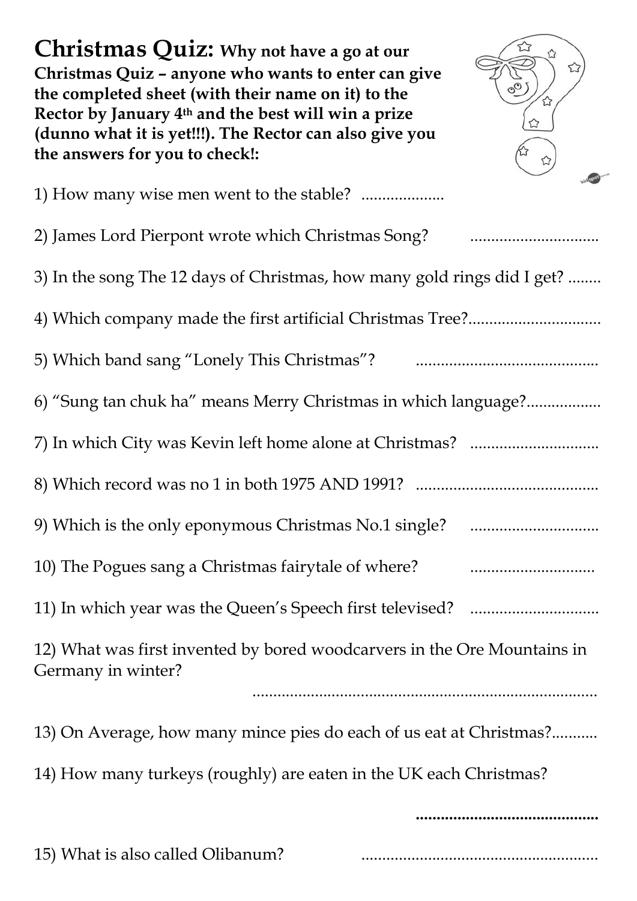# Christmas Quiz: **Why not have a go at our Christmas Quiz – anyone who wants to enter can give the completed sheet (with their name on it) to the Rector by January 4th and the best will win a prize (dunno what it is yet!!!). The Rector can also give you the answers for you to check!:**

1) How many wise men went to the stable? ...................

2) James Lord Pierpont wrote which Christmas Song? ..............................

3) In the song The 12 days of Christmas, how many gold rings did I get? ........

4) Which company made the first artificial Christmas Tree?...............................

5) Which band sang "Lonely This Christmas"? ...........................................

6) "Sung tan chuk ha" means Merry Christmas in which language?.................

7) In which City was Kevin left home alone at Christmas? ..............................

8) Which record was no 1 in both 1975 AND 1991? ...........................................

9) Which is the only eponymous Christmas No.1 single? ..............................

10) The Pogues sang a Christmas fairytale of where? .............................

11) In which year was the Queen's Speech first televised? ..............................

12) What was first invented by bored woodcarvers in the Ore Mountains in Germany in winter?

...................................................................................

13) On Average, how many mince pies do each of us eat at Christmas?...........

14) How many turkeys (roughly) are eaten in the UK each Christmas?

...........................................

15) What is also called Olibanum? ........................................................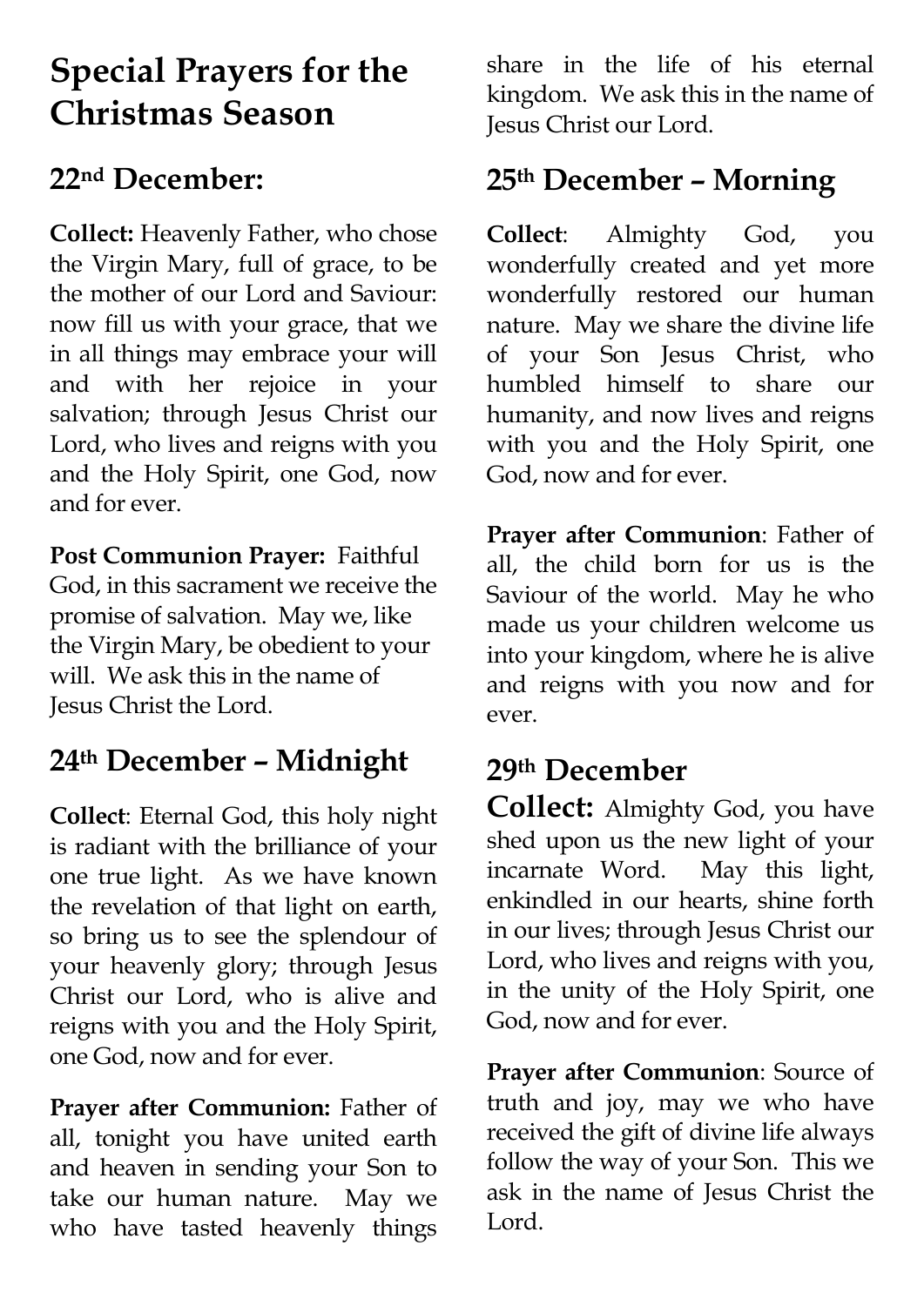# Special Prayers for the Christmas Season

## 22nd December:

**Collect:** Heavenly Father, who chose the Virgin Mary, full of grace, to be the mother of our Lord and Saviour: now fill us with your grace, that we in all things may embrace your will and with her rejoice in your salvation; through Jesus Christ our Lord, who lives and reigns with you and the Holy Spirit, one God, now and for ever.

**Post Communion Prayer:** Faithful God, in this sacrament we receive the promise of salvation. May we, like the Virgin Mary, be obedient to your will. We ask this in the name of Jesus Christ the Lord.

## 24th December – Midnight

**Collect**: Eternal God, this holy night is radiant with the brilliance of your one true light. As we have known the revelation of that light on earth, so bring us to see the splendour of your heavenly glory; through Jesus Christ our Lord, who is alive and reigns with you and the Holy Spirit, one God, now and for ever.

**Prayer after Communion:** Father of all, tonight you have united earth and heaven in sending your Son to take our human nature. May we who have tasted heavenly things share in the life of his eternal kingdom. We ask this in the name of Jesus Christ our Lord.

## 25th December – Morning

**Collect**: Almighty God, you wonderfully created and yet more wonderfully restored our human nature. May we share the divine life of your Son Jesus Christ, who humbled himself to share our humanity, and now lives and reigns with you and the Holy Spirit, one God, now and for ever.

**Prayer after Communion**: Father of all, the child born for us is the Saviour of the world. May he who made us your children welcome us into your kingdom, where he is alive and reigns with you now and for ever.

## 29th December

**Collect:** Almighty God, you have shed upon us the new light of your incarnate Word. May this light, enkindled in our hearts, shine forth in our lives; through Jesus Christ our Lord, who lives and reigns with you, in the unity of the Holy Spirit, one God, now and for ever.

**Prayer after Communion**: Source of truth and joy, may we who have received the gift of divine life always follow the way of your Son. This we ask in the name of Jesus Christ the Lord.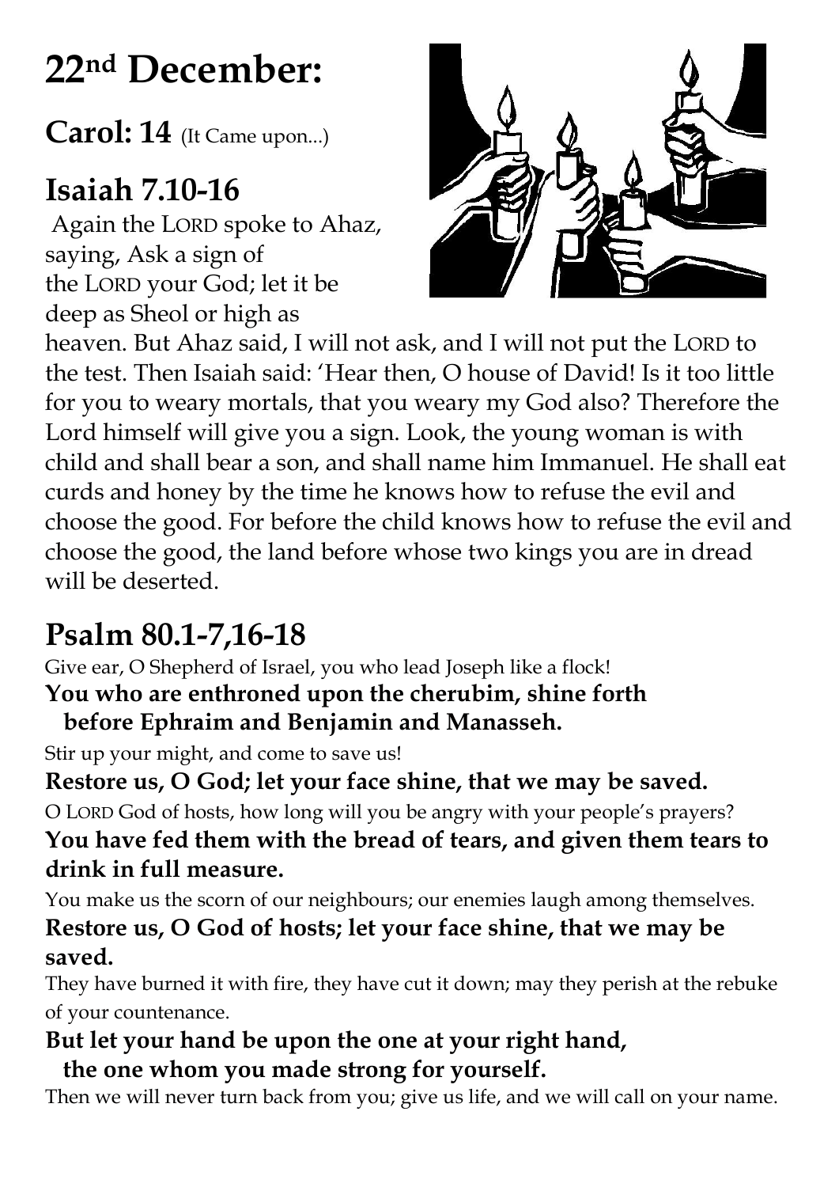# 22nd December:

**Carol: 14** (It Came upon...)

## Isaiah 7.10-16

Again the LORD spoke to Ahaz, saying, Ask a sign of the LORD your God; let it be deep as Sheol or high as heaven. But Ahaz said, I will not ask, and I will not put the LORD to the test. Then Isaiah said: 'Hear then, O house of David! Is it too little for you to weary mortals, that you weary my God also? Therefore the Lord himself will give you a sign. Look, the young woman is with child and shall bear a son, and shall name him Immanuel. He shall eat curds and honey by the time he knows how to refuse the evil and choose the good. For before the child knows how to refuse the evil and choose the good, the land before whose two kings you are in dread will be deserted.

## Psalm 80.1-7,16-18

Give ear, O Shepherd of Israel, you who lead Joseph like a flock!

**You who are enthroned upon the cherubim, shine forth before Ephraim and Benjamin and Manasseh.**

Stir up your might, and come to save us!

**Restore us, O God; let your face shine, that we may be saved.**

O LORD God of hosts, how long will you be angry with your people's prayers?

**You have fed them with the bread of tears, and given them tears to drink in full measure.**

You make us the scorn of our neighbours; our enemies laugh among themselves.

**Restore us, O God of hosts; let your face shine, that we may be saved.**

They have burned it with fire, they have cut it down; may they perish at the rebuke of your countenance.

**But let your hand be upon the one at your right hand, the one whom you made strong for yourself.**

Then we will never turn back from you; give us life, and we will call on your name.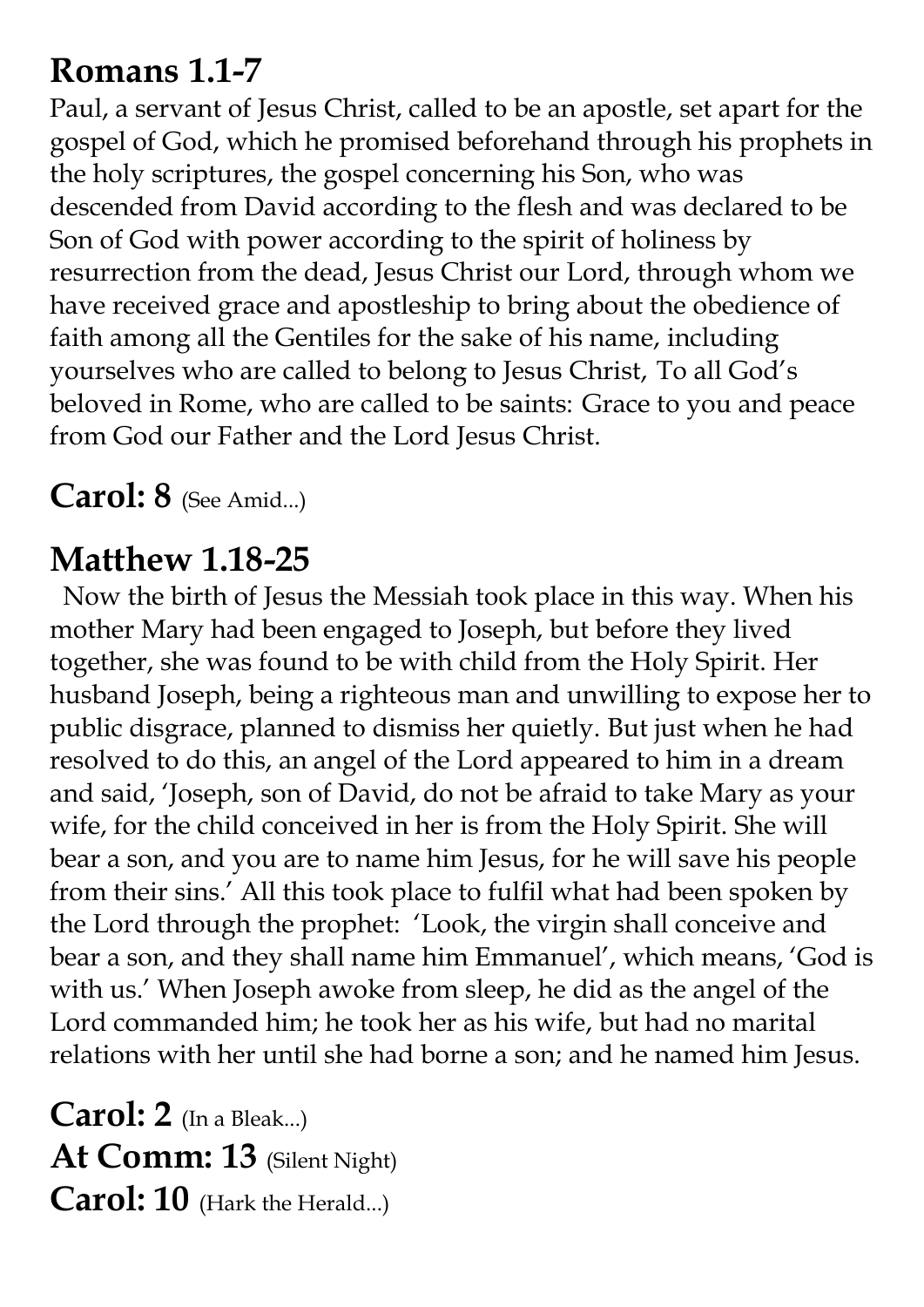## Romans 1.1-7

Paul, a servant of Jesus Christ, called to be an apostle, set apart for the gospel of God, which he promised beforehand through his prophets in the holy scriptures, the gospel concerning his Son, who was descended from David according to the flesh and was declared to be Son of God with power according to the spirit of holiness by resurrection from the dead, Jesus Christ our Lord, through whom we have received grace and apostleship to bring about the obedience of faith among all the Gentiles for the sake of his name, including yourselves who are called to belong to Jesus Christ, To all God's beloved in Rome, who are called to be saints: Grace to you and peace from God our Father and the Lord Jesus Christ.

**Carol: 8** (See Amid...)

## Matthew 1.18-25

Now the birth of Jesus the Messiah took place in this way. When his mother Mary had been engaged to Joseph, but before they lived together, she was found to be with child from the Holy Spirit. Her husband Joseph, being a righteous man and unwilling to expose her to public disgrace, planned to dismiss her quietly. But just when he had resolved to do this, an angel of the Lord appeared to him in a dream and said, 'Joseph, son of David, do not be afraid to take Mary as your wife, for the child conceived in her is from the Holy Spirit. She will bear a son, and you are to name him Jesus, for he will save his people from their sins.' All this took place to fulfil what had been spoken by the Lord through the prophet: 'Look, the virgin shall conceive and bear a son, and they shall name him Emmanuel', which means, 'God is with us.' When Joseph awoke from sleep, he did as the angel of the Lord commanded him; he took her as his wife, but had no marital relations with her until she had borne a son; and he named him Jesus.

**Carol: 2** (In a Bleak...)
**At Comm: 13** (Silent Night)
**Carol: 10** (Hark the Herald...)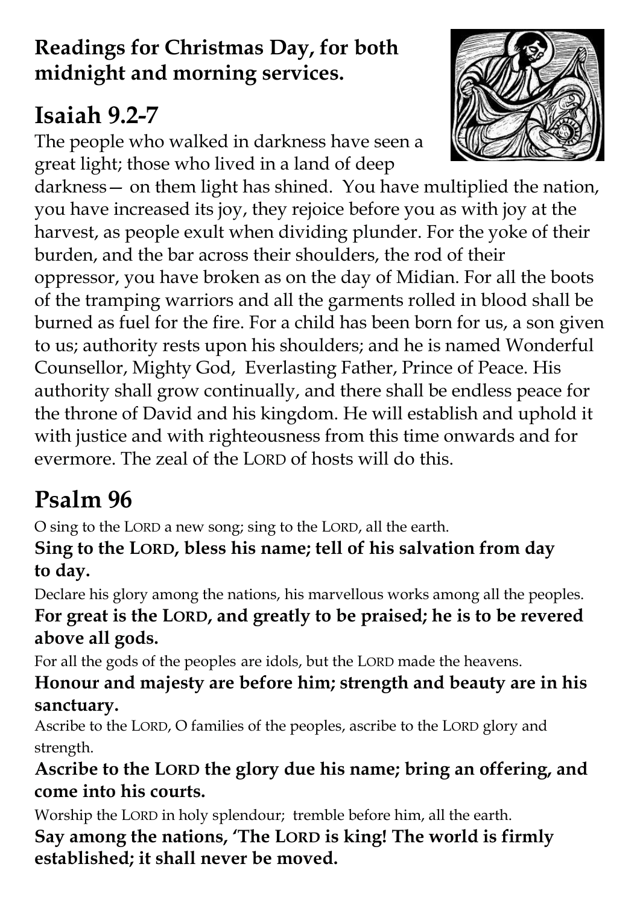**Readings for Christmas Day, for both midnight and morning services.**

# Isaiah 9.2-7

The people who walked in darkness have seen a great light; those who lived in a land of deep darkness— on them light has shined. You have multiplied the nation, you have increased its joy, they rejoice before you as with joy at the harvest, as people exult when dividing plunder. For the yoke of their burden, and the bar across their shoulders, the rod of their oppressor, you have broken as on the day of Midian. For all the boots of the tramping warriors and all the garments rolled in blood shall be burned as fuel for the fire. For a child has been born for us, a son given to us; authority rests upon his shoulders; and he is named Wonderful Counsellor, Mighty God, Everlasting Father, Prince of Peace. His authority shall grow continually, and there shall be endless peace for the throne of David and his kingdom. He will establish and uphold it with justice and with righteousness from this time onwards and for evermore. The zeal of the LORD of hosts will do this.

# Psalm 96

O sing to the LORD a new song; sing to the LORD, all the earth.

**Sing to the LORD, bless his name; tell of his salvation from day to day.**

Declare his glory among the nations, his marvellous works among all the peoples.

**For great is the LORD, and greatly to be praised; he is to be revered above all gods.**

For all the gods of the peoples are idols, but the LORD made the heavens.

**Honour and majesty are before him; strength and beauty are in his sanctuary.**

Ascribe to the LORD, O families of the peoples, ascribe to the LORD glory and strength.

**Ascribe to the LORD the glory due his name; bring an offering, and come into his courts.**

Worship the LORD in holy splendour; tremble before him, all the earth.

**Say among the nations, 'The LORD is king! The world is firmly established; it shall never be moved.**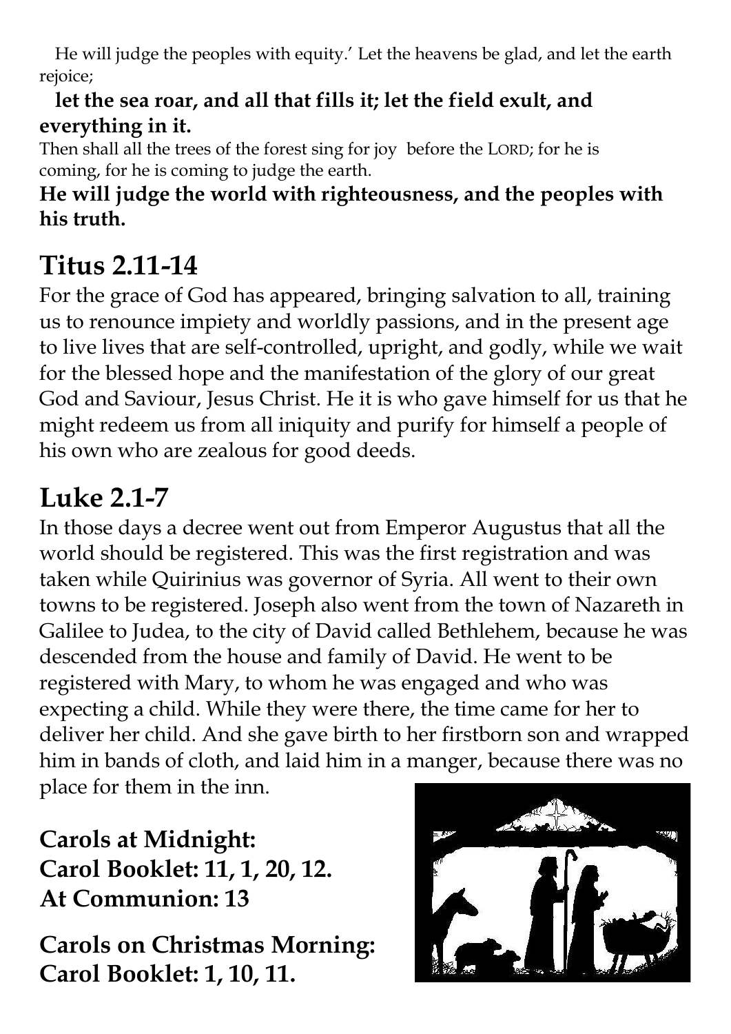He will judge the peoples with equity.' Let the heavens be glad, and let the earth rejoice;

**let the sea roar, and all that fills it; let the field exult, and everything in it.**

Then shall all the trees of the forest sing for joy before the LORD; for he is coming, for he is coming to judge the earth.

**He will judge the world with righteousness, and the peoples with his truth.**

## Titus 2.11-14

For the grace of God has appeared, bringing salvation to all, training us to renounce impiety and worldly passions, and in the present age to live lives that are self-controlled, upright, and godly, while we wait for the blessed hope and the manifestation of the glory of our great God and Saviour, Jesus Christ. He it is who gave himself for us that he might redeem us from all iniquity and purify for himself a people of his own who are zealous for good deeds.

## Luke 2.1-7

In those days a decree went out from Emperor Augustus that all the world should be registered. This was the first registration and was taken while Quirinius was governor of Syria. All went to their own towns to be registered. Joseph also went from the town of Nazareth in Galilee to Judea, to the city of David called Bethlehem, because he was descended from the house and family of David. He went to be registered with Mary, to whom he was engaged and who was expecting a child. While they were there, the time came for her to deliver her child. And she gave birth to her firstborn son and wrapped him in bands of cloth, and laid him in a manger, because there was no place for them in the inn.

**Carols at Midnight:**
**Carol Booklet: 11, 1, 20, 12.**
**At Communion: 13**

**Carols on Christmas Morning:**
**Carol Booklet: 1, 10, 11.**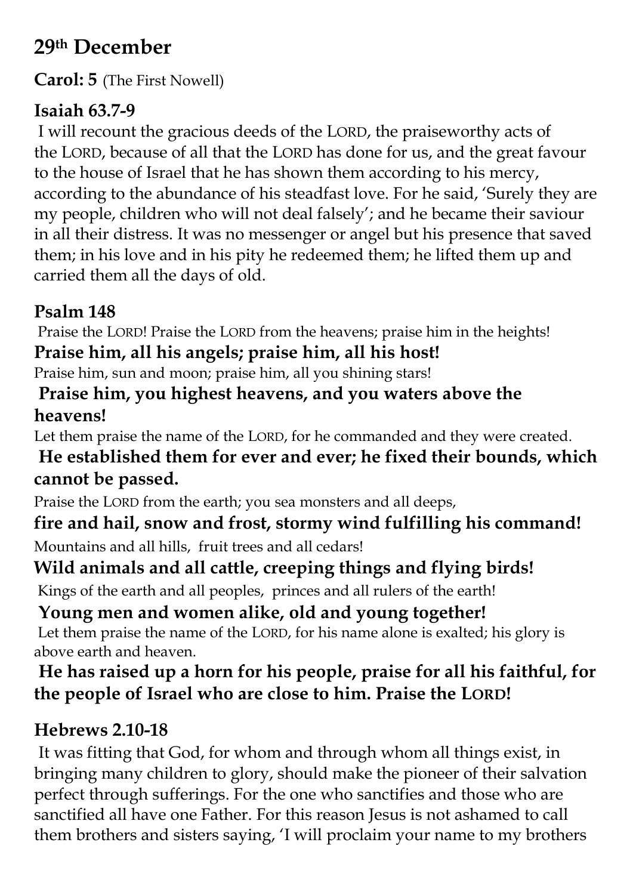## 29th December

**Carol: 5** (The First Nowell)

### Isaiah 63.7-9

I will recount the gracious deeds of the LORD, the praiseworthy acts of the LORD, because of all that the LORD has done for us, and the great favour to the house of Israel that he has shown them according to his mercy, according to the abundance of his steadfast love. For he said, 'Surely they are my people, children who will not deal falsely'; and he became their saviour in all their distress. It was no messenger or angel but his presence that saved them; in his love and in his pity he redeemed them; he lifted them up and carried them all the days of old.

### Psalm 148

Praise the LORD! Praise the LORD from the heavens; praise him in the heights!

**Praise him, all his angels; praise him, all his host!**

Praise him, sun and moon; praise him, all you shining stars!

**Praise him, you highest heavens, and you waters above the heavens!**

Let them praise the name of the LORD, for he commanded and they were created.

**He established them for ever and ever; he fixed their bounds, which cannot be passed.**

Praise the LORD from the earth; you sea monsters and all deeps,

**fire and hail, snow and frost, stormy wind fulfilling his command!**

Mountains and all hills, fruit trees and all cedars!

**Wild animals and all cattle, creeping things and flying birds!**

Kings of the earth and all peoples, princes and all rulers of the earth!

**Young men and women alike, old and young together!**

Let them praise the name of the LORD, for his name alone is exalted; his glory is above earth and heaven.

**He has raised up a horn for his people, praise for all his faithful, for the people of Israel who are close to him. Praise the LORD!**

### Hebrews 2.10-18

It was fitting that God, for whom and through whom all things exist, in bringing many children to glory, should make the pioneer of their salvation perfect through sufferings. For the one who sanctifies and those who are sanctified all have one Father. For this reason Jesus is not ashamed to call them brothers and sisters saying, 'I will proclaim your name to my brothers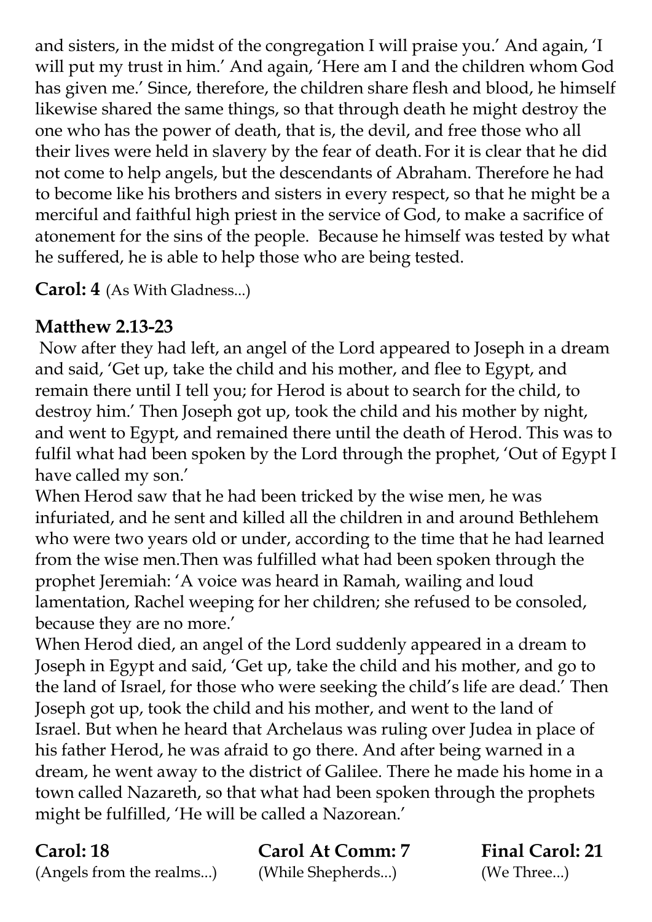and sisters, in the midst of the congregation I will praise you.' And again, 'I will put my trust in him.' And again, 'Here am I and the children whom God has given me.' Since, therefore, the children share flesh and blood, he himself likewise shared the same things, so that through death he might destroy the one who has the power of death, that is, the devil, and free those who all their lives were held in slavery by the fear of death. For it is clear that he did not come to help angels, but the descendants of Abraham. Therefore he had to become like his brothers and sisters in every respect, so that he might be a merciful and faithful high priest in the service of God, to make a sacrifice of atonement for the sins of the people. Because he himself was tested by what he suffered, he is able to help those who are being tested.

**Carol: 4** (As With Gladness...)

**Matthew 2.13-23**

Now after they had left, an angel of the Lord appeared to Joseph in a dream and said, 'Get up, take the child and his mother, and flee to Egypt, and remain there until I tell you; for Herod is about to search for the child, to destroy him.' Then Joseph got up, took the child and his mother by night, and went to Egypt, and remained there until the death of Herod. This was to fulfil what had been spoken by the Lord through the prophet, 'Out of Egypt I have called my son.'

When Herod saw that he had been tricked by the wise men, he was infuriated, and he sent and killed all the children in and around Bethlehem who were two years old or under, according to the time that he had learned from the wise men.Then was fulfilled what had been spoken through the prophet Jeremiah: 'A voice was heard in Ramah, wailing and loud lamentation, Rachel weeping for her children; she refused to be consoled, because they are no more.'

When Herod died, an angel of the Lord suddenly appeared in a dream to Joseph in Egypt and said, 'Get up, take the child and his mother, and go to the land of Israel, for those who were seeking the child's life are dead.' Then Joseph got up, took the child and his mother, and went to the land of Israel. But when he heard that Archelaus was ruling over Judea in place of his father Herod, he was afraid to go there. And after being warned in a dream, he went away to the district of Galilee. There he made his home in a town called Nazareth, so that what had been spoken through the prophets might be fulfilled, 'He will be called a Nazorean.'

**Carol: 18**
(Angels from the realms...)

**Carol At Comm: 7**
(While Shepherds...)

**Final Carol: 21**
(We Three...)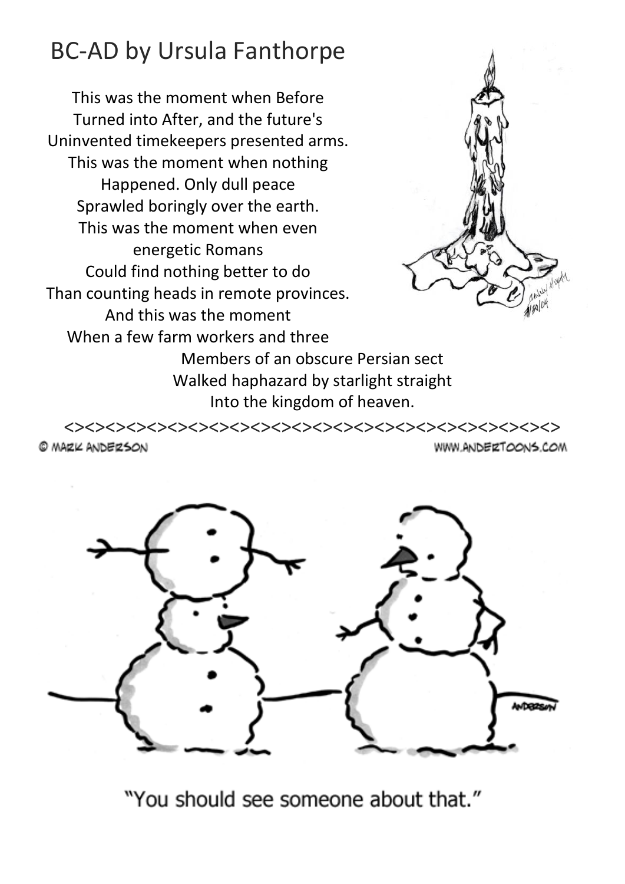# BC-AD by Ursula Fanthorpe

This was the moment when Before  
Turned into After, and the future's  
Uninvented timekeepers presented arms.  
This was the moment when nothing  
Happened. Only dull peace  
Sprawled boringly over the earth.  
This was the moment when even  
energetic Romans  
Could find nothing better to do  
Than counting heads in remote provinces.  
And this was the moment  
When a few farm workers and three  
Members of an obscure Persian sect  
Walked haphazard by starlight straight  
Into the kingdom of heaven.

<><><><><><><><><><><><><><><><><><><><><><><>

© MARK ANDERSON WWW.ANDERTOONS.COM

"You should see someone about that."